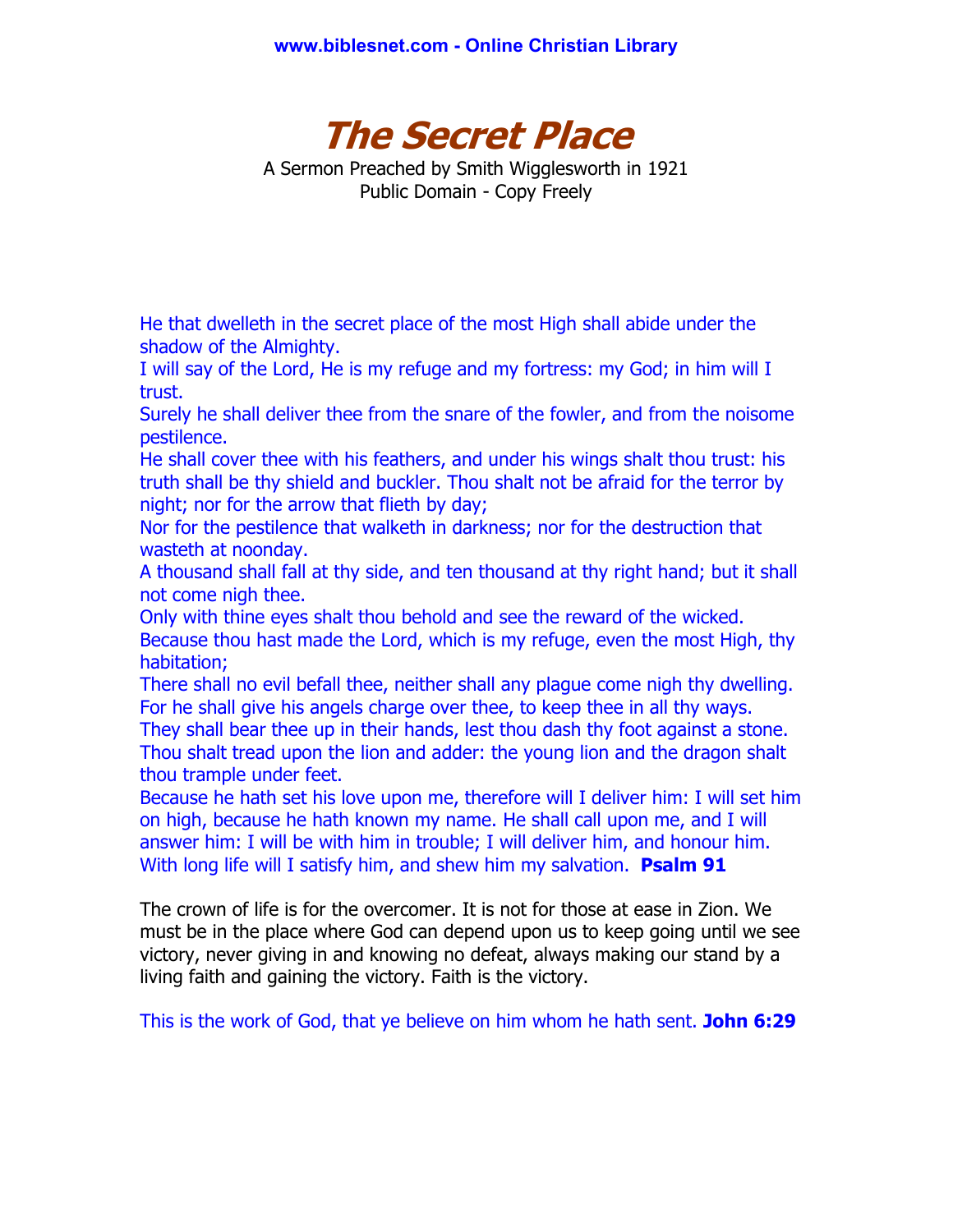# The Secret Place

A Sermon Preached by Smith Wigglesworth in 1921
Public Domain - Copy Freely

He that dwelleth in the secret place of the most High shall abide under the shadow of the Almighty.
I will say of the Lord, He is my refuge and my fortress: my God; in him will I trust.
Surely he shall deliver thee from the snare of the fowler, and from the noisome pestilence.
He shall cover thee with his feathers, and under his wings shalt thou trust: his truth shall be thy shield and buckler. Thou shalt not be afraid for the terror by night; nor for the arrow that flieth by day;
Nor for the pestilence that walketh in darkness; nor for the destruction that wasteth at noonday.
A thousand shall fall at thy side, and ten thousand at thy right hand; but it shall not come nigh thee.
Only with thine eyes shalt thou behold and see the reward of the wicked.
Because thou hast made the Lord, which is my refuge, even the most High, thy habitation;
There shall no evil befall thee, neither shall any plague come nigh thy dwelling.
For he shall give his angels charge over thee, to keep thee in all thy ways.
They shall bear thee up in their hands, lest thou dash thy foot against a stone.
Thou shalt tread upon the lion and adder: the young lion and the dragon shalt thou trample under feet.
Because he hath set his love upon me, therefore will I deliver him: I will set him on high, because he hath known my name. He shall call upon me, and I will answer him: I will be with him in trouble; I will deliver him, and honour him.
With long life will I satisfy him, and shew him my salvation. **Psalm 91**

The crown of life is for the overcomer. It is not for those at ease in Zion. We must be in the place where God can depend upon us to keep going until we see victory, never giving in and knowing no defeat, always making our stand by a living faith and gaining the victory. Faith is the victory.

This is the work of God, that ye believe on him whom he hath sent. **John 6:29**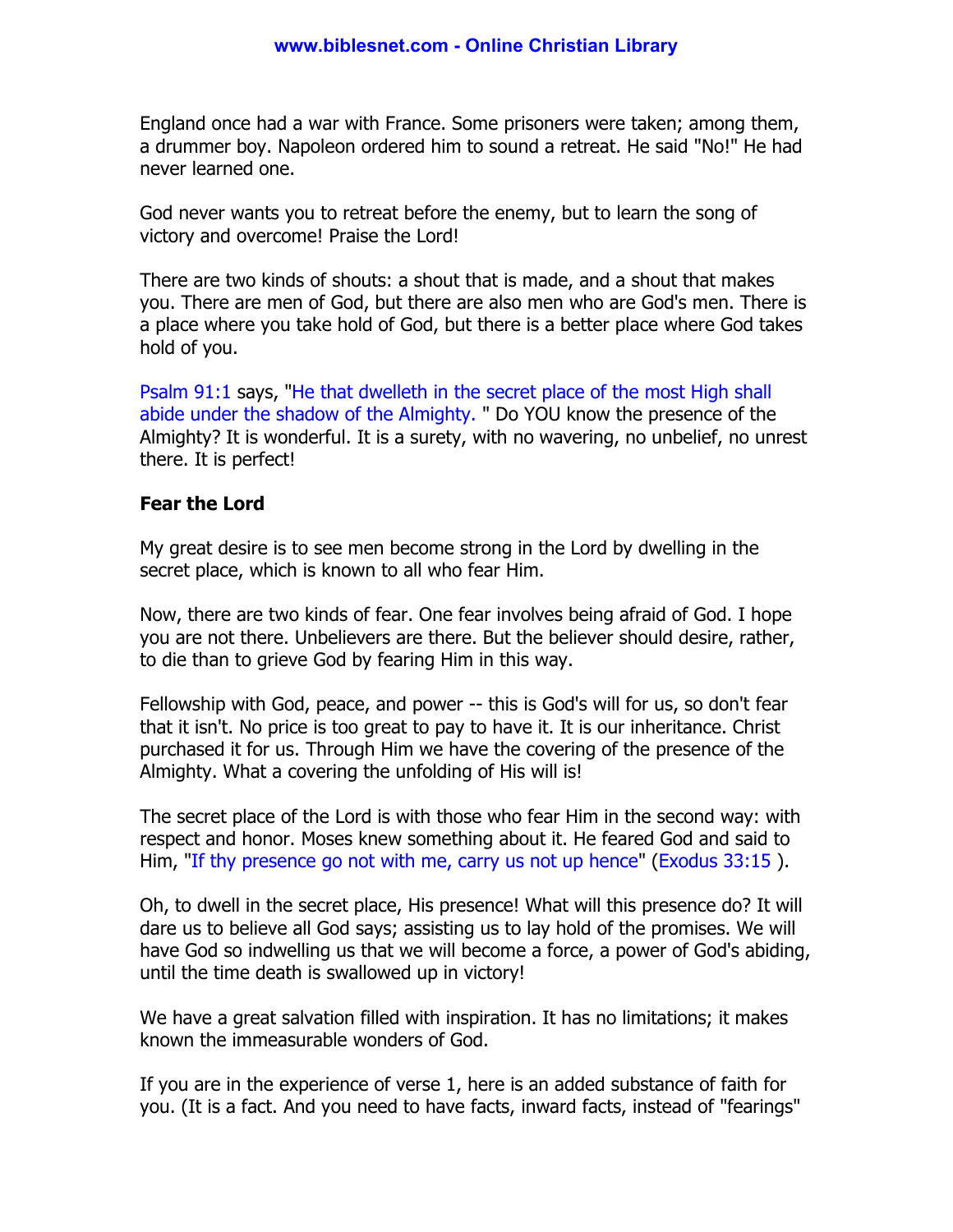England once had a war with France. Some prisoners were taken; among them, a drummer boy. Napoleon ordered him to sound a retreat. He said "No!" He had never learned one.

God never wants you to retreat before the enemy, but to learn the song of victory and overcome! Praise the Lord!

There are two kinds of shouts: a shout that is made, and a shout that makes you. There are men of God, but there are also men who are God's men. There is a place where you take hold of God, but there is a better place where God takes hold of you.

Psalm 91:1 says, "He that dwelleth in the secret place of the most High shall abide under the shadow of the Almighty. " Do YOU know the presence of the Almighty? It is wonderful. It is a surety, with no wavering, no unbelief, no unrest there. It is perfect!

**Fear the Lord**

My great desire is to see men become strong in the Lord by dwelling in the secret place, which is known to all who fear Him.

Now, there are two kinds of fear. One fear involves being afraid of God. I hope you are not there. Unbelievers are there. But the believer should desire, rather, to die than to grieve God by fearing Him in this way.

Fellowship with God, peace, and power -- this is God's will for us, so don't fear that it isn't. No price is too great to pay to have it. It is our inheritance. Christ purchased it for us. Through Him we have the covering of the presence of the Almighty. What a covering the unfolding of His will is!

The secret place of the Lord is with those who fear Him in the second way: with respect and honor. Moses knew something about it. He feared God and said to Him, "If thy presence go not with me, carry us not up hence" (Exodus 33:15 ).

Oh, to dwell in the secret place, His presence! What will this presence do? It will dare us to believe all God says; assisting us to lay hold of the promises. We will have God so indwelling us that we will become a force, a power of God's abiding, until the time death is swallowed up in victory!

We have a great salvation filled with inspiration. It has no limitations; it makes known the immeasurable wonders of God.

If you are in the experience of verse 1, here is an added substance of faith for you. (It is a fact. And you need to have facts, inward facts, instead of "fearings"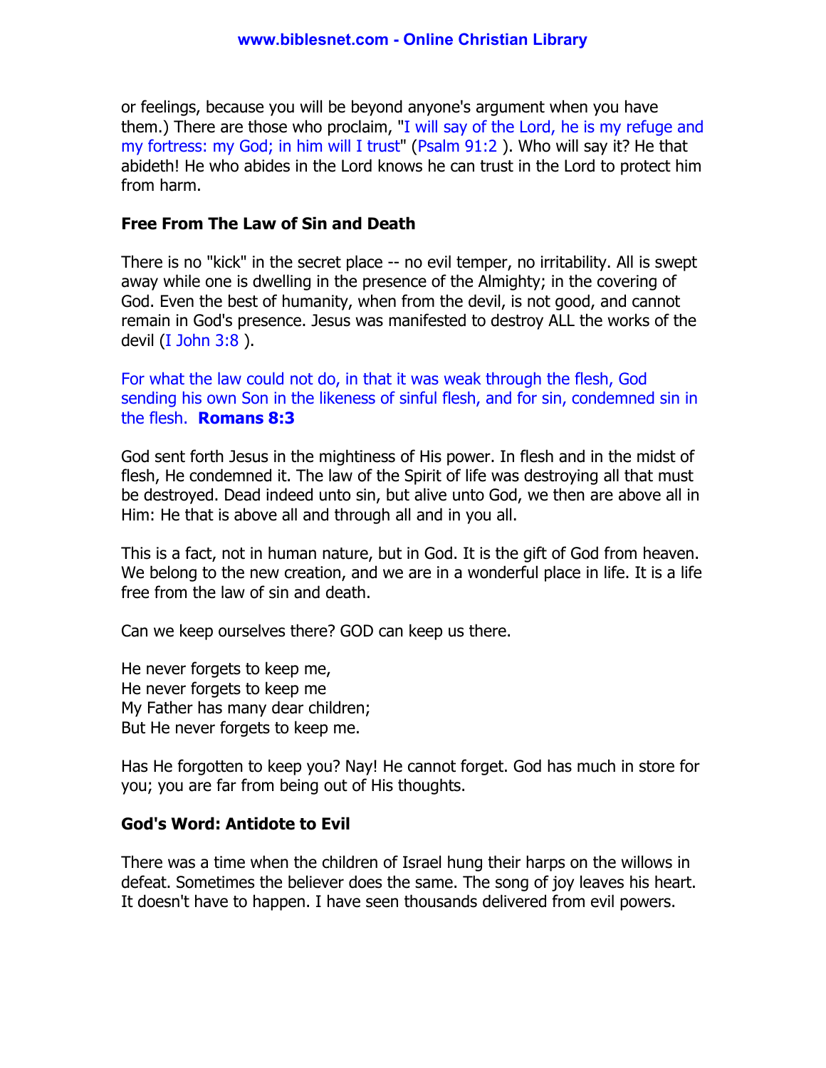or feelings, because you will be beyond anyone's argument when you have them.) There are those who proclaim, "I will say of the Lord, he is my refuge and my fortress: my God; in him will I trust" (Psalm 91:2 ). Who will say it? He that abideth! He who abides in the Lord knows he can trust in the Lord to protect him from harm.

**Free From The Law of Sin and Death**

There is no "kick" in the secret place -- no evil temper, no irritability. All is swept away while one is dwelling in the presence of the Almighty; in the covering of God. Even the best of humanity, when from the devil, is not good, and cannot remain in God's presence. Jesus was manifested to destroy ALL the works of the devil (I John 3:8 ).

For what the law could not do, in that it was weak through the flesh, God sending his own Son in the likeness of sinful flesh, and for sin, condemned sin in the flesh. **Romans 8:3**

God sent forth Jesus in the mightiness of His power. In flesh and in the midst of flesh, He condemned it. The law of the Spirit of life was destroying all that must be destroyed. Dead indeed unto sin, but alive unto God, we then are above all in Him: He that is above all and through all and in you all.

This is a fact, not in human nature, but in God. It is the gift of God from heaven. We belong to the new creation, and we are in a wonderful place in life. It is a life free from the law of sin and death.

Can we keep ourselves there? GOD can keep us there.

He never forgets to keep me,
He never forgets to keep me
My Father has many dear children;
But He never forgets to keep me.

Has He forgotten to keep you? Nay! He cannot forget. God has much in store for you; you are far from being out of His thoughts.

**God's Word: Antidote to Evil**

There was a time when the children of Israel hung their harps on the willows in defeat. Sometimes the believer does the same. The song of joy leaves his heart. It doesn't have to happen. I have seen thousands delivered from evil powers.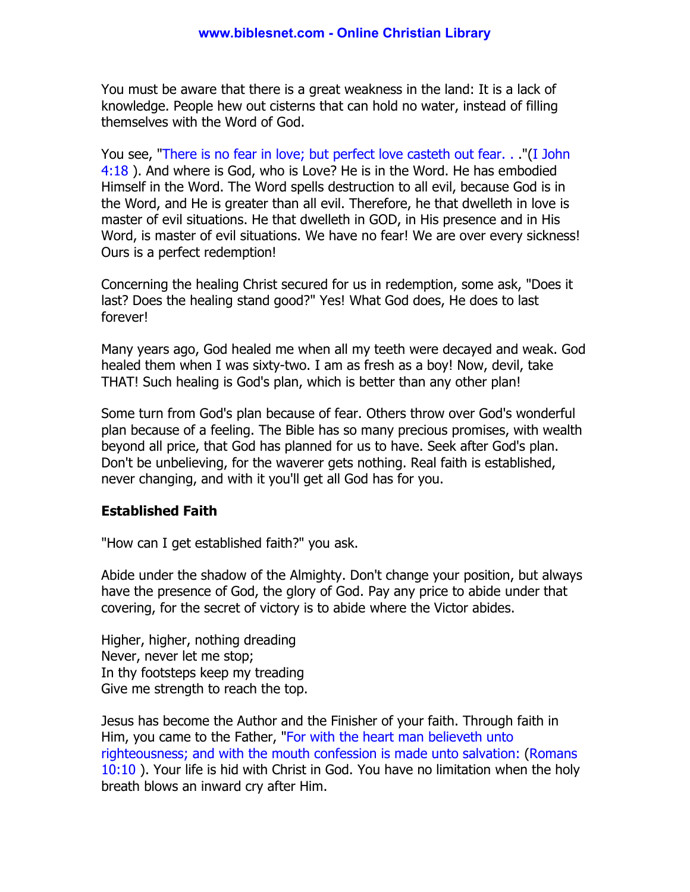You must be aware that there is a great weakness in the land: It is a lack of knowledge. People hew out cisterns that can hold no water, instead of filling themselves with the Word of God.

You see, "There is no fear in love; but perfect love casteth out fear. . ."(I John 4:18 ). And where is God, who is Love? He is in the Word. He has embodied Himself in the Word. The Word spells destruction to all evil, because God is in the Word, and He is greater than all evil. Therefore, he that dwelleth in love is master of evil situations. He that dwelleth in GOD, in His presence and in His Word, is master of evil situations. We have no fear! We are over every sickness! Ours is a perfect redemption!

Concerning the healing Christ secured for us in redemption, some ask, "Does it last? Does the healing stand good?" Yes! What God does, He does to last forever!

Many years ago, God healed me when all my teeth were decayed and weak. God healed them when I was sixty-two. I am as fresh as a boy! Now, devil, take THAT! Such healing is God's plan, which is better than any other plan!

Some turn from God's plan because of fear. Others throw over God's wonderful plan because of a feeling. The Bible has so many precious promises, with wealth beyond all price, that God has planned for us to have. Seek after God's plan. Don't be unbelieving, for the waverer gets nothing. Real faith is established, never changing, and with it you'll get all God has for you.

**Established Faith**

"How can I get established faith?" you ask.

Abide under the shadow of the Almighty. Don't change your position, but always have the presence of God, the glory of God. Pay any price to abide under that covering, for the secret of victory is to abide where the Victor abides.

Higher, higher, nothing dreading
Never, never let me stop;
In thy footsteps keep my treading
Give me strength to reach the top.

Jesus has become the Author and the Finisher of your faith. Through faith in Him, you came to the Father, "For with the heart man believeth unto righteousness; and with the mouth confession is made unto salvation: (Romans 10:10 ). Your life is hid with Christ in God. You have no limitation when the holy breath blows an inward cry after Him.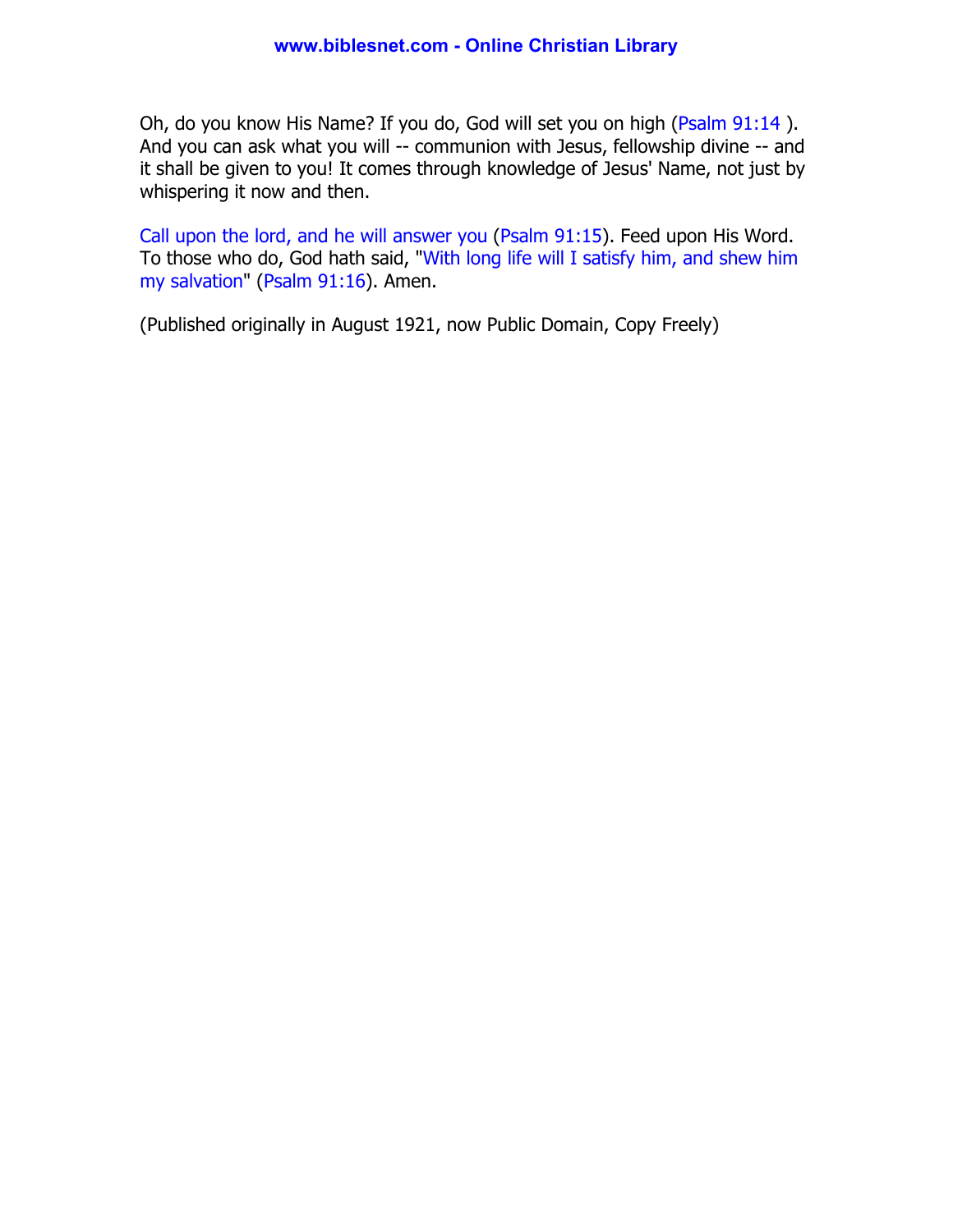Oh, do you know His Name? If you do, God will set you on high (Psalm 91:14 ). And you can ask what you will -- communion with Jesus, fellowship divine -- and it shall be given to you! It comes through knowledge of Jesus' Name, not just by whispering it now and then.

Call upon the lord, and he will answer you (Psalm 91:15). Feed upon His Word. To those who do, God hath said, "With long life will I satisfy him, and shew him my salvation" (Psalm 91:16). Amen.

(Published originally in August 1921, now Public Domain, Copy Freely)